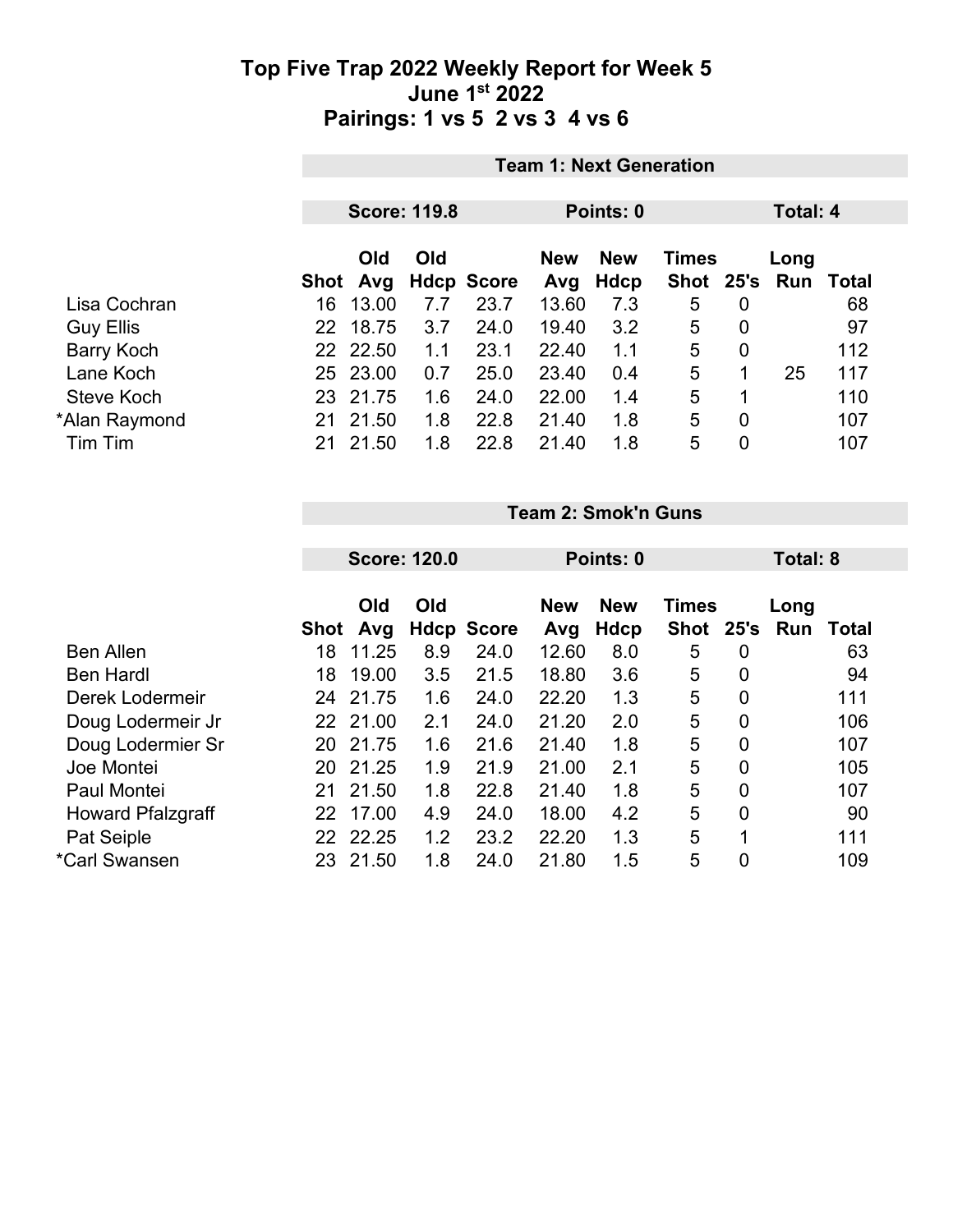# Top Five Trap 2022 Weekly Report for Week 5
## June 1st 2022
## Pairings: 1 vs 5  2 vs 3  4 vs 6

### Team 1: Next Generation

**Score: 119.8** | **Points: 0** | **Total: 4**

| | Shot | Old Avg | Old Hdcp | Score | New Avg | New Hdcp | Times Shot | 25's | Long Run | Total |
|---|---|---|---|---|---|---|---|---|---|---|
| Lisa Cochran | 16 | 13.00 | 7.7 | 23.7 | 13.60 | 7.3 | 5 | 0 | | 68 |
| Guy Ellis | 22 | 18.75 | 3.7 | 24.0 | 19.40 | 3.2 | 5 | 0 | | 97 |
| Barry Koch | 22 | 22.50 | 1.1 | 23.1 | 22.40 | 1.1 | 5 | 0 | | 112 |
| Lane Koch | 25 | 23.00 | 0.7 | 25.0 | 23.40 | 0.4 | 5 | 1 | 25 | 117 |
| Steve Koch | 23 | 21.75 | 1.6 | 24.0 | 22.00 | 1.4 | 5 | 1 | | 110 |
| *Alan Raymond | 21 | 21.50 | 1.8 | 22.8 | 21.40 | 1.8 | 5 | 0 | | 107 |
| Tim Tim | 21 | 21.50 | 1.8 | 22.8 | 21.40 | 1.8 | 5 | 0 | | 107 |

### Team 2: Smok'n Guns

**Score: 120.0** | **Points: 0** | **Total: 8**

| | Shot | Old Avg | Old Hdcp | Score | New Avg | New Hdcp | Times Shot | 25's | Long Run | Total |
|---|---|---|---|---|---|---|---|---|---|---|
| Ben Allen | 18 | 11.25 | 8.9 | 24.0 | 12.60 | 8.0 | 5 | 0 | | 63 |
| Ben Hardl | 18 | 19.00 | 3.5 | 21.5 | 18.80 | 3.6 | 5 | 0 | | 94 |
| Derek Lodermeir | 24 | 21.75 | 1.6 | 24.0 | 22.20 | 1.3 | 5 | 0 | | 111 |
| Doug Lodermeir Jr | 22 | 21.00 | 2.1 | 24.0 | 21.20 | 2.0 | 5 | 0 | | 106 |
| Doug Lodermier Sr | 20 | 21.75 | 1.6 | 21.6 | 21.40 | 1.8 | 5 | 0 | | 107 |
| Joe Montei | 20 | 21.25 | 1.9 | 21.9 | 21.00 | 2.1 | 5 | 0 | | 105 |
| Paul Montei | 21 | 21.50 | 1.8 | 22.8 | 21.40 | 1.8 | 5 | 0 | | 107 |
| Howard Pfalzgraff | 22 | 17.00 | 4.9 | 24.0 | 18.00 | 4.2 | 5 | 0 | | 90 |
| Pat Seiple | 22 | 22.25 | 1.2 | 23.2 | 22.20 | 1.3 | 5 | 1 | | 111 |
| *Carl Swansen | 23 | 21.50 | 1.8 | 24.0 | 21.80 | 1.5 | 5 | 0 | | 109 |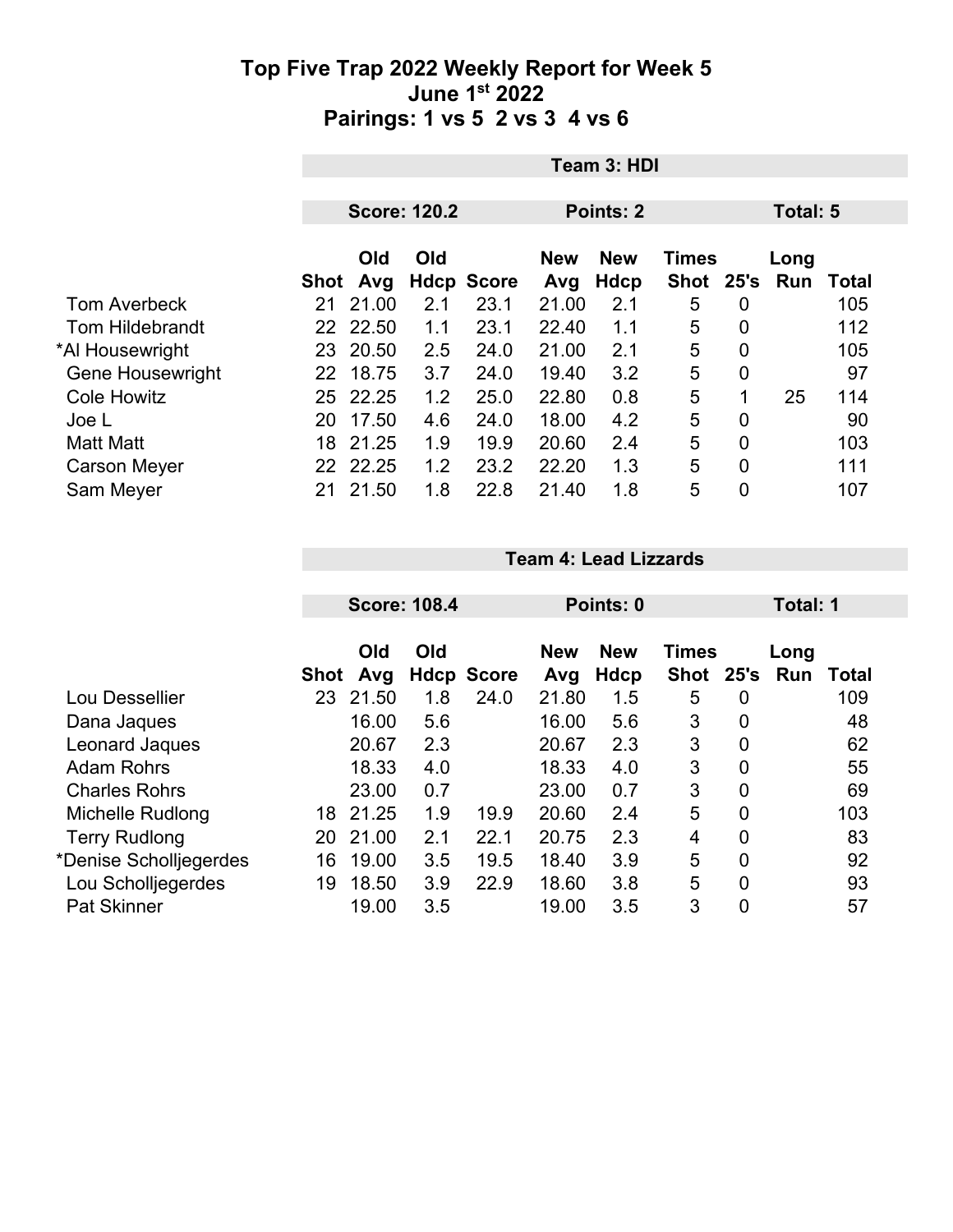# Top Five Trap 2022 Weekly Report for Week 5
## June 1st 2022
## Pairings: 1 vs 5 2 vs 3 4 vs 6

**Team 3: HDI**

**Score: 120.2** | **Points: 2** | **Total: 5**

| | Shot | Old Avg | Old Hdcp | Score | New Avg | New Hdcp | Times Shot | 25's | Long Run | Total |
|---|---|---|---|---|---|---|---|---|---|---|
| Tom Averbeck | 21 | 21.00 | 2.1 | 23.1 | 21.00 | 2.1 | 5 | 0 | | 105 |
| Tom Hildebrandt | 22 | 22.50 | 1.1 | 23.1 | 22.40 | 1.1 | 5 | 0 | | 112 |
| *Al Housewright | 23 | 20.50 | 2.5 | 24.0 | 21.00 | 2.1 | 5 | 0 | | 105 |
| Gene Housewright | 22 | 18.75 | 3.7 | 24.0 | 19.40 | 3.2 | 5 | 0 | | 97 |
| Cole Howitz | 25 | 22.25 | 1.2 | 25.0 | 22.80 | 0.8 | 5 | 1 | 25 | 114 |
| Joe L | 20 | 17.50 | 4.6 | 24.0 | 18.00 | 4.2 | 5 | 0 | | 90 |
| Matt Matt | 18 | 21.25 | 1.9 | 19.9 | 20.60 | 2.4 | 5 | 0 | | 103 |
| Carson Meyer | 22 | 22.25 | 1.2 | 23.2 | 22.20 | 1.3 | 5 | 0 | | 111 |
| Sam Meyer | 21 | 21.50 | 1.8 | 22.8 | 21.40 | 1.8 | 5 | 0 | | 107 |

**Team 4: Lead Lizzards**

**Score: 108.4** | **Points: 0** | **Total: 1**

| | Shot | Old Avg | Old Hdcp | Score | New Avg | New Hdcp | Times Shot | 25's | Long Run | Total |
|---|---|---|---|---|---|---|---|---|---|---|
| Lou Dessellier | 23 | 21.50 | 1.8 | 24.0 | 21.80 | 1.5 | 5 | 0 | | 109 |
| Dana Jaques | | 16.00 | 5.6 | | 16.00 | 5.6 | 3 | 0 | | 48 |
| Leonard Jaques | | 20.67 | 2.3 | | 20.67 | 2.3 | 3 | 0 | | 62 |
| Adam Rohrs | | 18.33 | 4.0 | | 18.33 | 4.0 | 3 | 0 | | 55 |
| Charles Rohrs | | 23.00 | 0.7 | | 23.00 | 0.7 | 3 | 0 | | 69 |
| Michelle Rudlong | 18 | 21.25 | 1.9 | 19.9 | 20.60 | 2.4 | 5 | 0 | | 103 |
| Terry Rudlong | 20 | 21.00 | 2.1 | 22.1 | 20.75 | 2.3 | 4 | 0 | | 83 |
| *Denise Scholljegerdes | 16 | 19.00 | 3.5 | 19.5 | 18.40 | 3.9 | 5 | 0 | | 92 |
| Lou Scholljegerdes | 19 | 18.50 | 3.9 | 22.9 | 18.60 | 3.8 | 5 | 0 | | 93 |
| Pat Skinner | | 19.00 | 3.5 | | 19.00 | 3.5 | 3 | 0 | | 57 |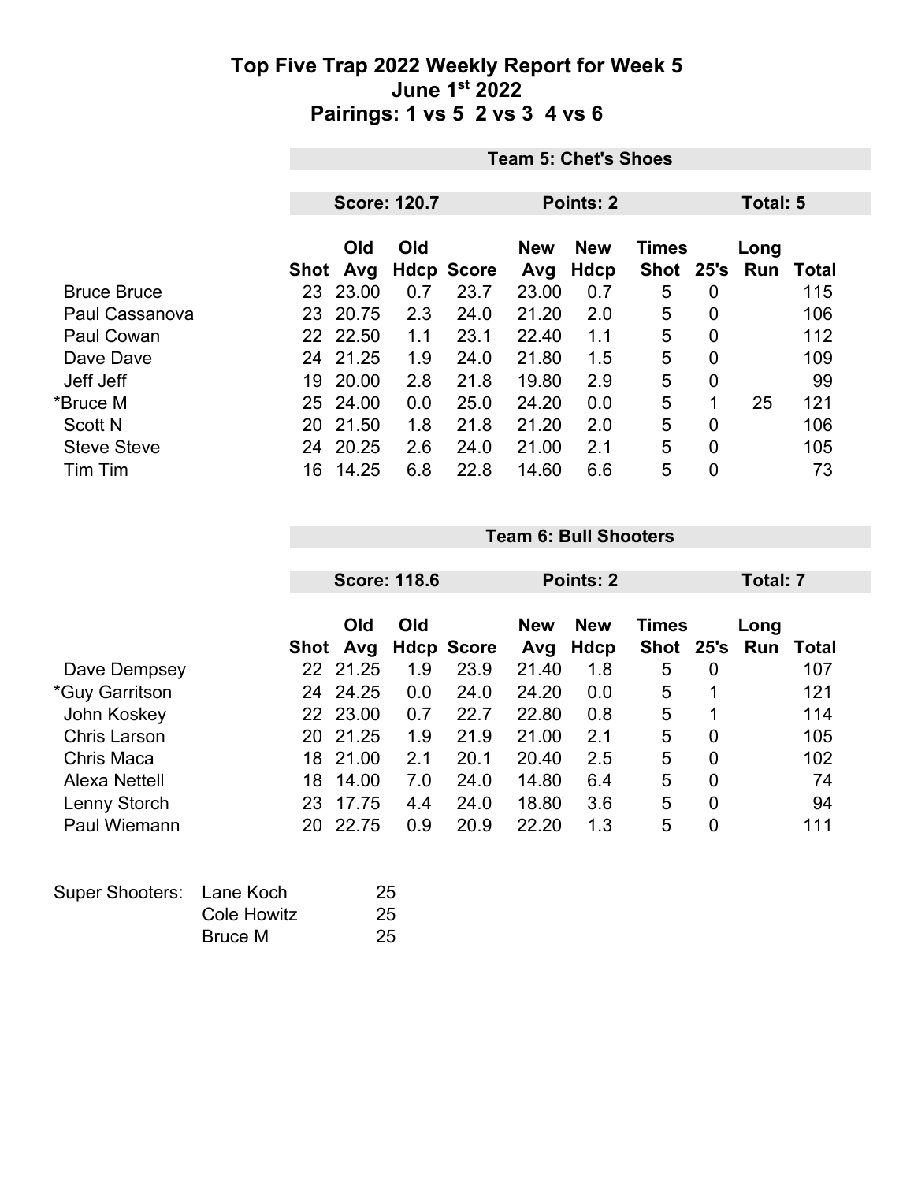# Top Five Trap 2022 Weekly Report for Week 5
## June 1st 2022
## Pairings: 1 vs 5  2 vs 3  4 vs 6

**Team 5: Chet's Shoes**

**Score: 120.7** | **Points: 2** | **Total: 5**

| | Shot | Old Avg | Old Hdcp | Score | New Avg | New Hdcp | Times Shot | 25's | Long Run | Total |
|---|---|---|---|---|---|---|---|---|---|---|
| Bruce Bruce | 23 | 23.00 | 0.7 | 23.7 | 23.00 | 0.7 | 5 | 0 | | 115 |
| Paul Cassanova | 23 | 20.75 | 2.3 | 24.0 | 21.20 | 2.0 | 5 | 0 | | 106 |
| Paul Cowan | 22 | 22.50 | 1.1 | 23.1 | 22.40 | 1.1 | 5 | 0 | | 112 |
| Dave Dave | 24 | 21.25 | 1.9 | 24.0 | 21.80 | 1.5 | 5 | 0 | | 109 |
| Jeff Jeff | 19 | 20.00 | 2.8 | 21.8 | 19.80 | 2.9 | 5 | 0 | | 99 |
| *Bruce M | 25 | 24.00 | 0.0 | 25.0 | 24.20 | 0.0 | 5 | 1 | 25 | 121 |
| Scott N | 20 | 21.50 | 1.8 | 21.8 | 21.20 | 2.0 | 5 | 0 | | 106 |
| Steve Steve | 24 | 20.25 | 2.6 | 24.0 | 21.00 | 2.1 | 5 | 0 | | 105 |
| Tim Tim | 16 | 14.25 | 6.8 | 22.8 | 14.60 | 6.6 | 5 | 0 | | 73 |

**Team 6: Bull Shooters**

**Score: 118.6** | **Points: 2** | **Total: 7**

| | Shot | Old Avg | Old Hdcp | Score | New Avg | New Hdcp | Times Shot | 25's | Long Run | Total |
|---|---|---|---|---|---|---|---|---|---|---|
| Dave Dempsey | 22 | 21.25 | 1.9 | 23.9 | 21.40 | 1.8 | 5 | 0 | | 107 |
| *Guy Garritson | 24 | 24.25 | 0.0 | 24.0 | 24.20 | 0.0 | 5 | 1 | | 121 |
| John Koskey | 22 | 23.00 | 0.7 | 22.7 | 22.80 | 0.8 | 5 | 1 | | 114 |
| Chris Larson | 20 | 21.25 | 1.9 | 21.9 | 21.00 | 2.1 | 5 | 0 | | 105 |
| Chris Maca | 18 | 21.00 | 2.1 | 20.1 | 20.40 | 2.5 | 5 | 0 | | 102 |
| Alexa Nettell | 18 | 14.00 | 7.0 | 24.0 | 14.80 | 6.4 | 5 | 0 | | 74 |
| Lenny Storch | 23 | 17.75 | 4.4 | 24.0 | 18.80 | 3.6 | 5 | 0 | | 94 |
| Paul Wiemann | 20 | 22.75 | 0.9 | 20.9 | 22.20 | 1.3 | 5 | 0 | | 111 |

| Super Shooters: | | |
|---|---|---|
| | Lane Koch | 25 |
| | Cole Howitz | 25 |
| | Bruce M | 25 |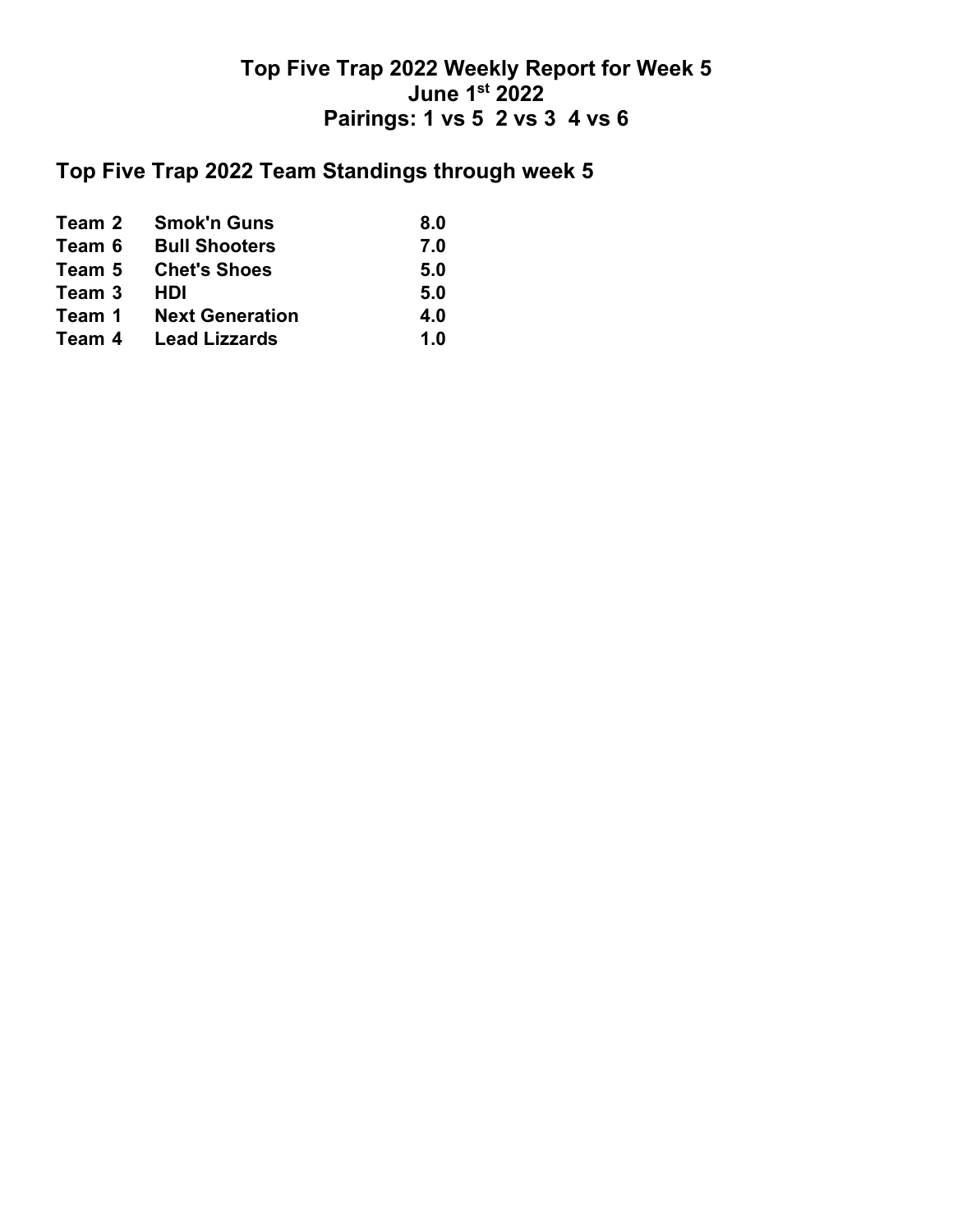# Top Five Trap 2022 Weekly Report for Week 5
# June 1st 2022
# Pairings: 1 vs 5  2 vs 3  4 vs 6

## Top Five Trap 2022 Team Standings through week 5

| | | |
|---|---|---|
| **Team 2** | **Smok'n Guns** | **8.0** |
| **Team 6** | **Bull Shooters** | **7.0** |
| **Team 5** | **Chet's Shoes** | **5.0** |
| **Team 3** | **HDI** | **5.0** |
| **Team 1** | **Next Generation** | **4.0** |
| **Team 4** | **Lead Lizzards** | **1.0** |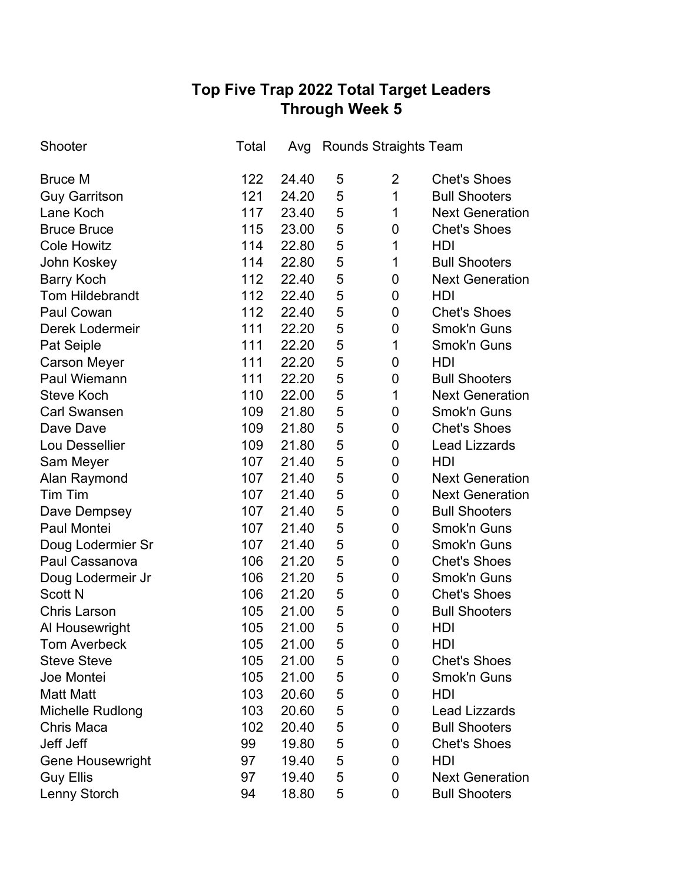# Top Five Trap 2022 Total Target Leaders
## Through Week 5

| Shooter | Total | Avg | Rounds | Straights | Team |
|---|---|---|---|---|---|
| Bruce M | 122 | 24.40 | 5 | 2 | Chet's Shoes |
| Guy Garritson | 121 | 24.20 | 5 | 1 | Bull Shooters |
| Lane Koch | 117 | 23.40 | 5 | 1 | Next Generation |
| Bruce Bruce | 115 | 23.00 | 5 | 0 | Chet's Shoes |
| Cole Howitz | 114 | 22.80 | 5 | 1 | HDI |
| John Koskey | 114 | 22.80 | 5 | 1 | Bull Shooters |
| Barry Koch | 112 | 22.40 | 5 | 0 | Next Generation |
| Tom Hildebrandt | 112 | 22.40 | 5 | 0 | HDI |
| Paul Cowan | 112 | 22.40 | 5 | 0 | Chet's Shoes |
| Derek Lodermeir | 111 | 22.20 | 5 | 0 | Smok'n Guns |
| Pat Seiple | 111 | 22.20 | 5 | 1 | Smok'n Guns |
| Carson Meyer | 111 | 22.20 | 5 | 0 | HDI |
| Paul Wiemann | 111 | 22.20 | 5 | 0 | Bull Shooters |
| Steve Koch | 110 | 22.00 | 5 | 1 | Next Generation |
| Carl Swansen | 109 | 21.80 | 5 | 0 | Smok'n Guns |
| Dave Dave | 109 | 21.80 | 5 | 0 | Chet's Shoes |
| Lou Dessellier | 109 | 21.80 | 5 | 0 | Lead Lizzards |
| Sam Meyer | 107 | 21.40 | 5 | 0 | HDI |
| Alan Raymond | 107 | 21.40 | 5 | 0 | Next Generation |
| Tim Tim | 107 | 21.40 | 5 | 0 | Next Generation |
| Dave Dempsey | 107 | 21.40 | 5 | 0 | Bull Shooters |
| Paul Montei | 107 | 21.40 | 5 | 0 | Smok'n Guns |
| Doug Lodermier Sr | 107 | 21.40 | 5 | 0 | Smok'n Guns |
| Paul Cassanova | 106 | 21.20 | 5 | 0 | Chet's Shoes |
| Doug Lodermeir Jr | 106 | 21.20 | 5 | 0 | Smok'n Guns |
| Scott N | 106 | 21.20 | 5 | 0 | Chet's Shoes |
| Chris Larson | 105 | 21.00 | 5 | 0 | Bull Shooters |
| Al Housewright | 105 | 21.00 | 5 | 0 | HDI |
| Tom Averbeck | 105 | 21.00 | 5 | 0 | HDI |
| Steve Steve | 105 | 21.00 | 5 | 0 | Chet's Shoes |
| Joe Montei | 105 | 21.00 | 5 | 0 | Smok'n Guns |
| Matt Matt | 103 | 20.60 | 5 | 0 | HDI |
| Michelle Rudlong | 103 | 20.60 | 5 | 0 | Lead Lizzards |
| Chris Maca | 102 | 20.40 | 5 | 0 | Bull Shooters |
| Jeff Jeff | 99 | 19.80 | 5 | 0 | Chet's Shoes |
| Gene Housewright | 97 | 19.40 | 5 | 0 | HDI |
| Guy Ellis | 97 | 19.40 | 5 | 0 | Next Generation |
| Lenny Storch | 94 | 18.80 | 5 | 0 | Bull Shooters |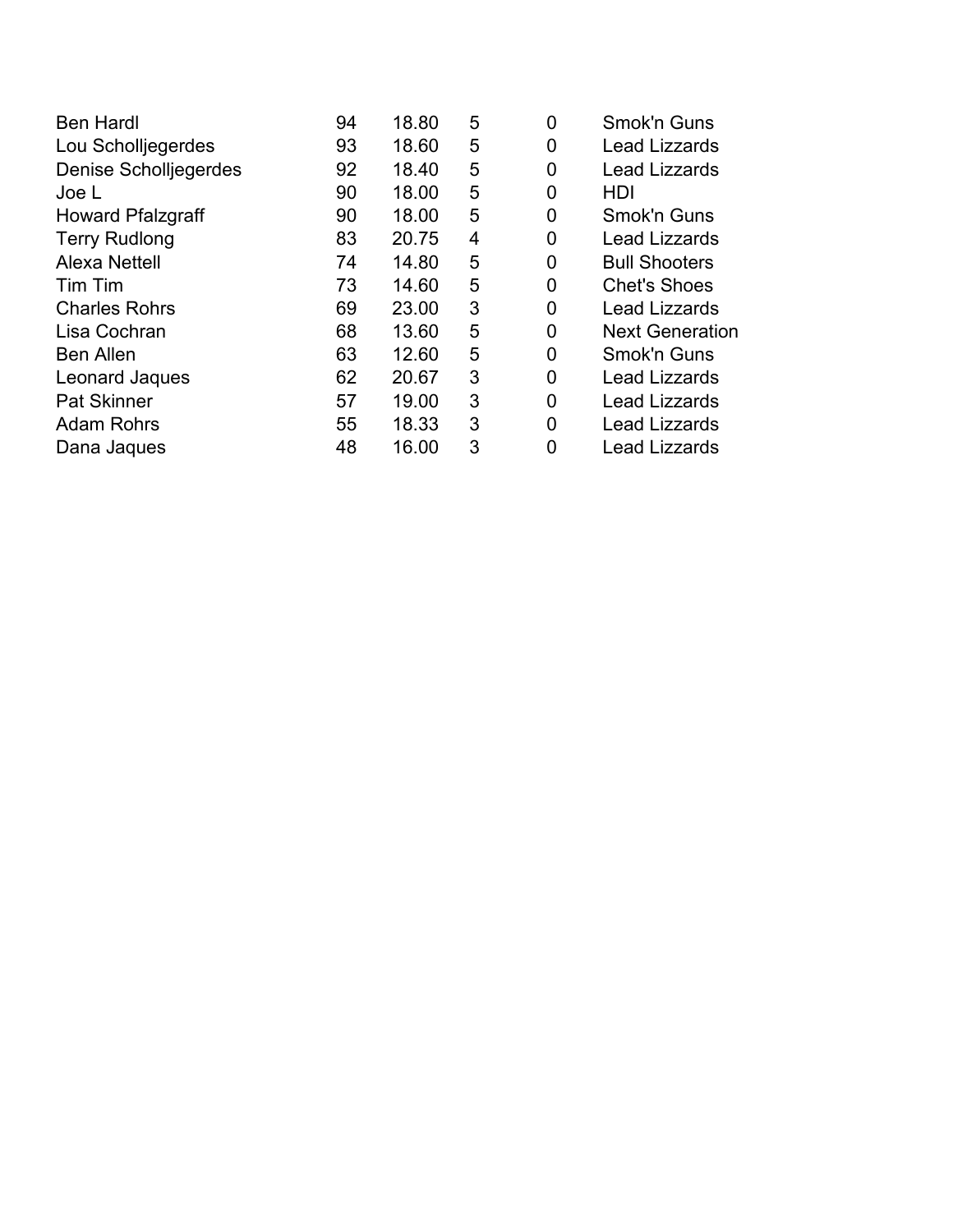| | | | | | |
|---|---|---|---|---|---|
| Ben Hardl | 94 | 18.80 | 5 | 0 | Smok'n Guns |
| Lou Scholljegerdes | 93 | 18.60 | 5 | 0 | Lead Lizzards |
| Denise Scholljegerdes | 92 | 18.40 | 5 | 0 | Lead Lizzards |
| Joe L | 90 | 18.00 | 5 | 0 | HDI |
| Howard Pfalzgraff | 90 | 18.00 | 5 | 0 | Smok'n Guns |
| Terry Rudlong | 83 | 20.75 | 4 | 0 | Lead Lizzards |
| Alexa Nettell | 74 | 14.80 | 5 | 0 | Bull Shooters |
| Tim Tim | 73 | 14.60 | 5 | 0 | Chet's Shoes |
| Charles Rohrs | 69 | 23.00 | 3 | 0 | Lead Lizzards |
| Lisa Cochran | 68 | 13.60 | 5 | 0 | Next Generation |
| Ben Allen | 63 | 12.60 | 5 | 0 | Smok'n Guns |
| Leonard Jaques | 62 | 20.67 | 3 | 0 | Lead Lizzards |
| Pat Skinner | 57 | 19.00 | 3 | 0 | Lead Lizzards |
| Adam Rohrs | 55 | 18.33 | 3 | 0 | Lead Lizzards |
| Dana Jaques | 48 | 16.00 | 3 | 0 | Lead Lizzards |